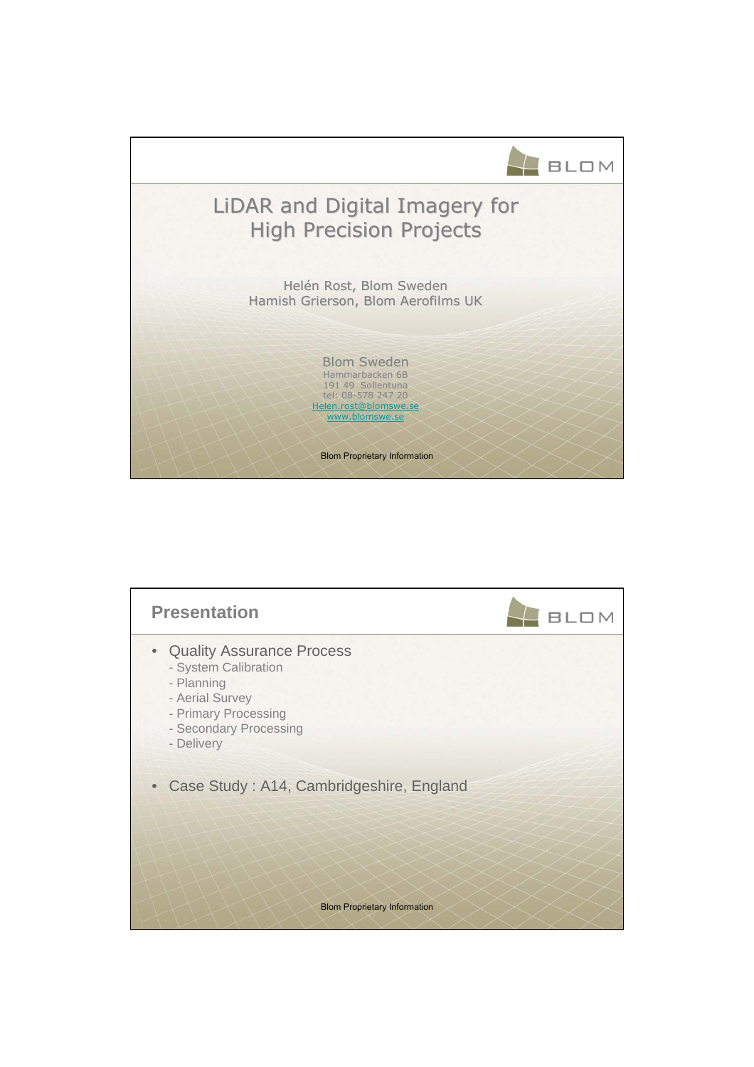# LiDAR and Digital Imagery for High Precision Projects

Helén Rost, Blom Sweden
Hamish Grierson, Blom Aerofilms UK

Blom Sweden
Hammarbacken 6B
191 49 Sollentuna
tel: 08-578 247 20
Helen.rost@blomswe.se
www.blomswe.se

Blom Proprietary Information

## Presentation

- Quality Assurance Process
  - System Calibration
  - Planning
  - Aerial Survey
  - Primary Processing
  - Secondary Processing
  - Delivery
- Case Study : A14, Cambridgeshire, England

Blom Proprietary Information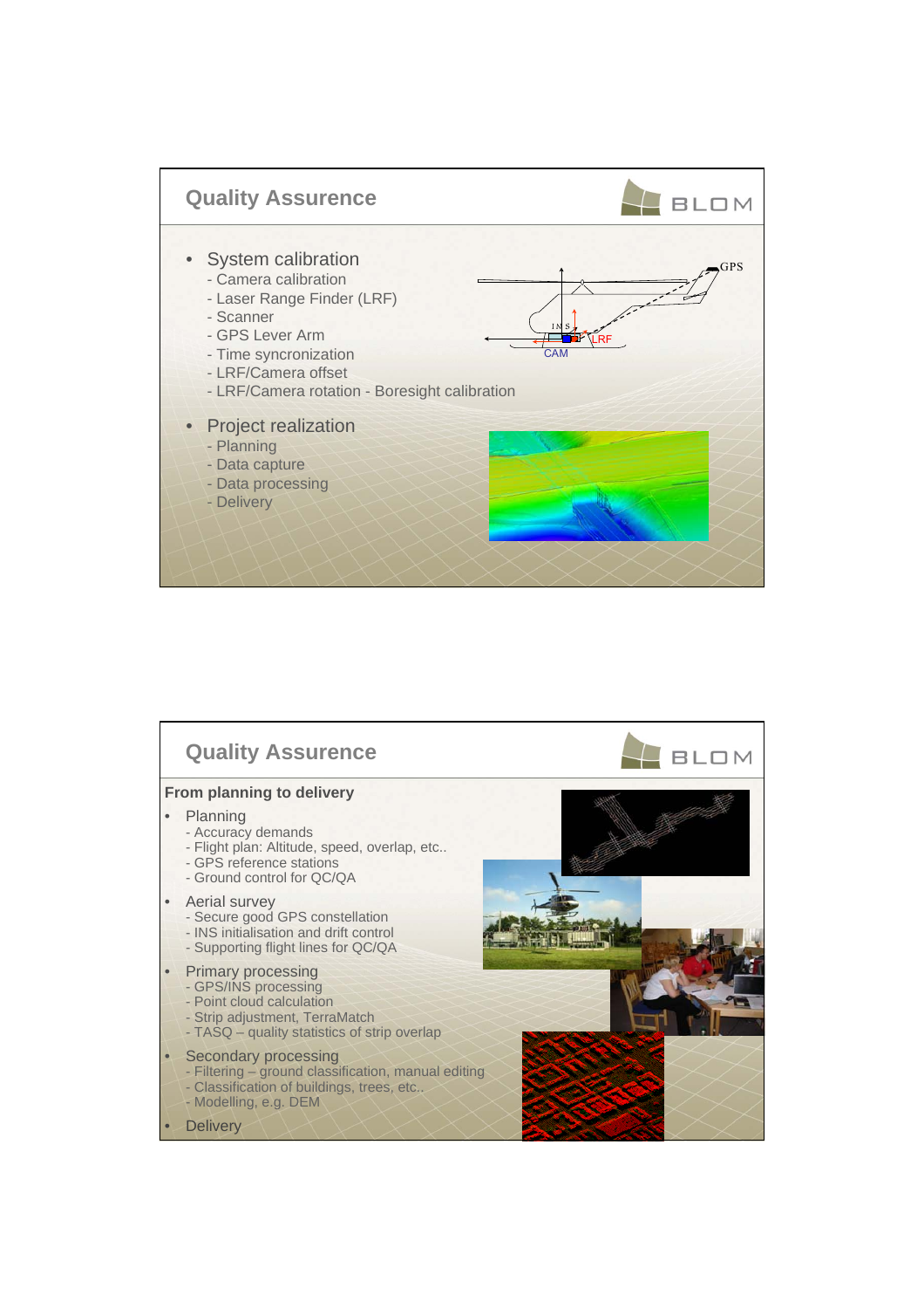## Quality Assurence

- System calibration
  - Camera calibration
  - Laser Range Finder (LRF)
  - Scanner
  - GPS Lever Arm
  - Time syncronization
  - LRF/Camera offset
  - LRF/Camera rotation - Boresight calibration
- Project realization
  - Planning
  - Data capture
  - Data processing
  - Delivery

## Quality Assurence

**From planning to delivery**

- Planning
  - Accuracy demands
  - Flight plan: Altitude, speed, overlap, etc..
  - GPS reference stations
  - Ground control for QC/QA
- Aerial survey
  - Secure good GPS constellation
  - INS initialisation and drift control
  - Supporting flight lines for QC/QA
- Primary processing
  - GPS/INS processing
  - Point cloud calculation
  - Strip adjustment, TerraMatch
  - TASQ – quality statistics of strip overlap
- Secondary processing
  - Filtering – ground classification, manual editing
  - Classification of buildings, trees, etc..
  - Modelling, e.g. DEM
- Delivery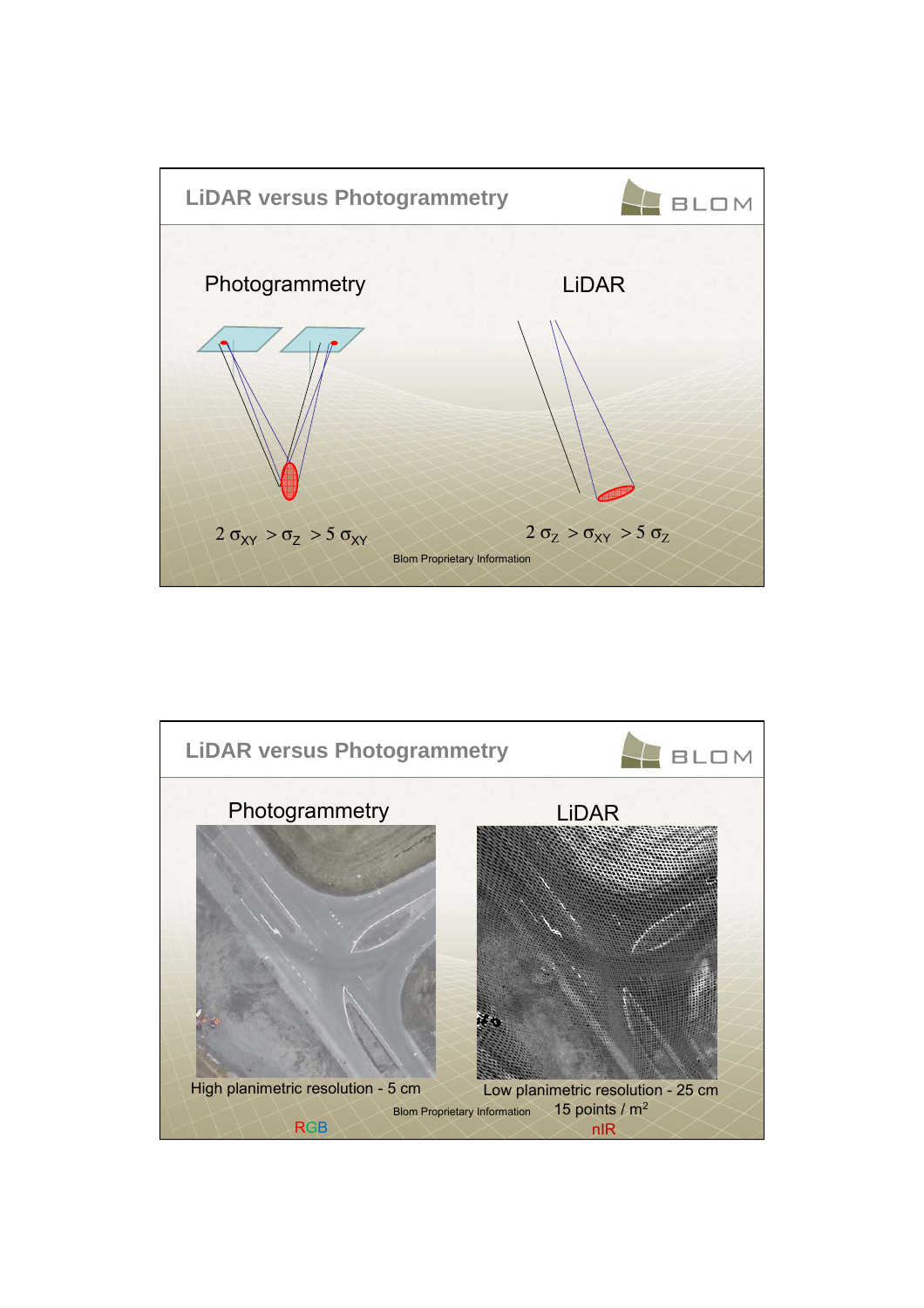## LiDAR versus Photogrammetry

**Photogrammetry**

$2\,\sigma_{XY} > \sigma_Z > 5\,\sigma_{XY}$

**LiDAR**

$2\,\sigma_Z > \sigma_{XY} > 5\,\sigma_Z$

Blom Proprietary Information

## LiDAR versus Photogrammetry

**Photogrammetry**

High planimetric resolution - 5 cm

RGB

**LiDAR**

Low planimetric resolution - 25 cm

15 points / $m^2$

nIR

Blom Proprietary Information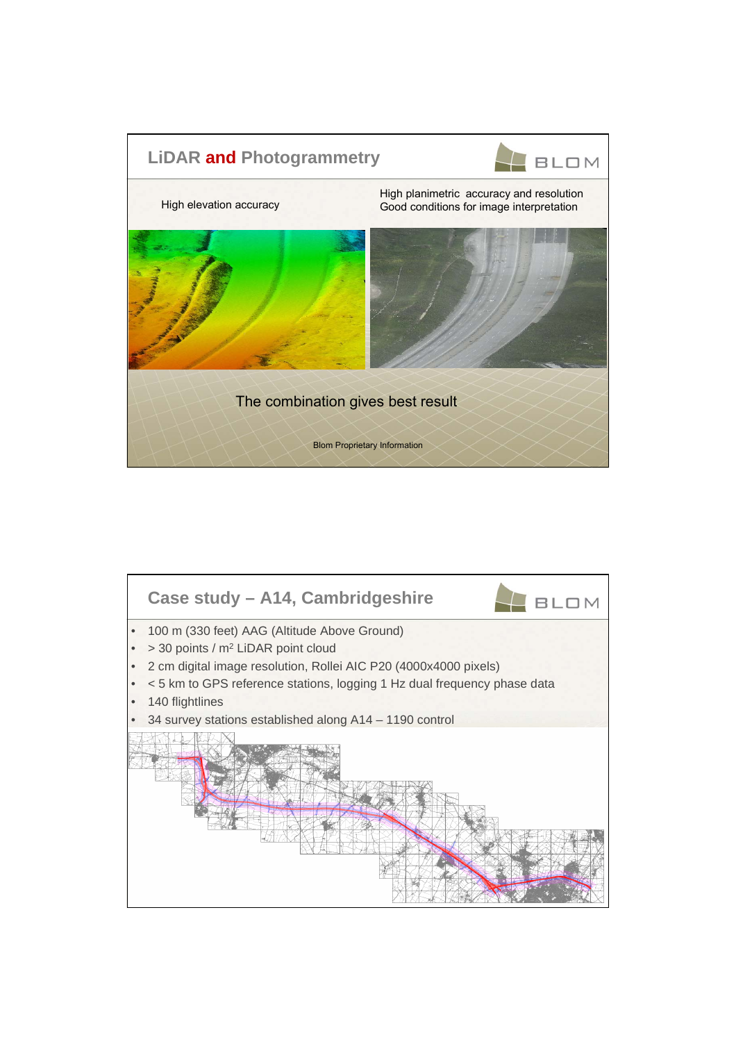## LiDAR **and** Photogrammetry

High elevation accuracy

High planimetric accuracy and resolution
Good conditions for image interpretation

The combination gives best result

Blom Proprietary Information

## Case study – A14, Cambridgeshire

- 100 m (330 feet) AAG (Altitude Above Ground)
- > 30 points / m$^2$ LiDAR point cloud
- 2 cm digital image resolution, Rollei AIC P20 (4000x4000 pixels)
- < 5 km to GPS reference stations, logging 1 Hz dual frequency phase data
- 140 flightlines
- 34 survey stations established along A14 – 1190 control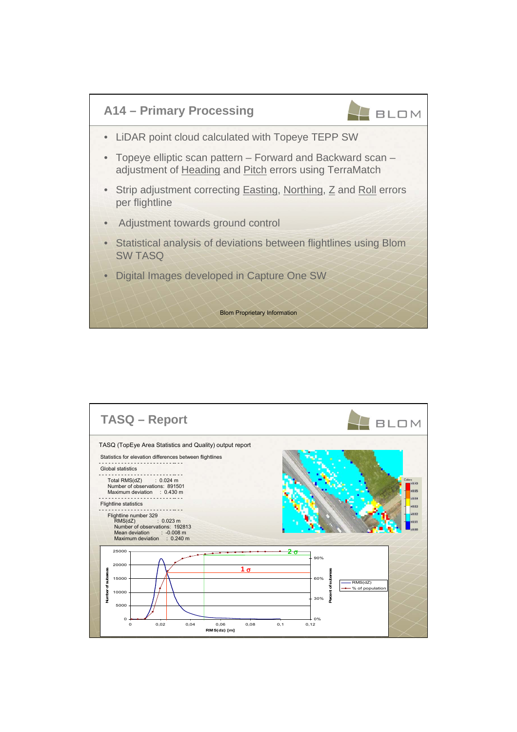## A14 – Primary Processing

- LiDAR point cloud calculated with Topeye TEPP SW
- Topeye elliptic scan pattern – Forward and Backward scan – adjustment of Heading and Pitch errors using TerraMatch
- Strip adjustment correcting Easting, Northing, Z and Roll errors per flightline
- Adjustment towards ground control
- Statistical analysis of deviations between flightlines using Blom SW TASQ
- Digital Images developed in Capture One SW

Blom Proprietary Information

## TASQ – Report

TASQ (TopEye Area Statistics and Quality) output report

Statistics for elevation differences between flightlines

Global statistics

Total RMS(dZ) : 0.024 m
Number of observations: 891501
Maximum deviation : 0.430 m

Flightline statistics

Flightline number 329
RMS(dZ) : 0.023 m
Number of observations: 192813
Mean deviation : -0.008 m
Maximum deviation : 0.240 m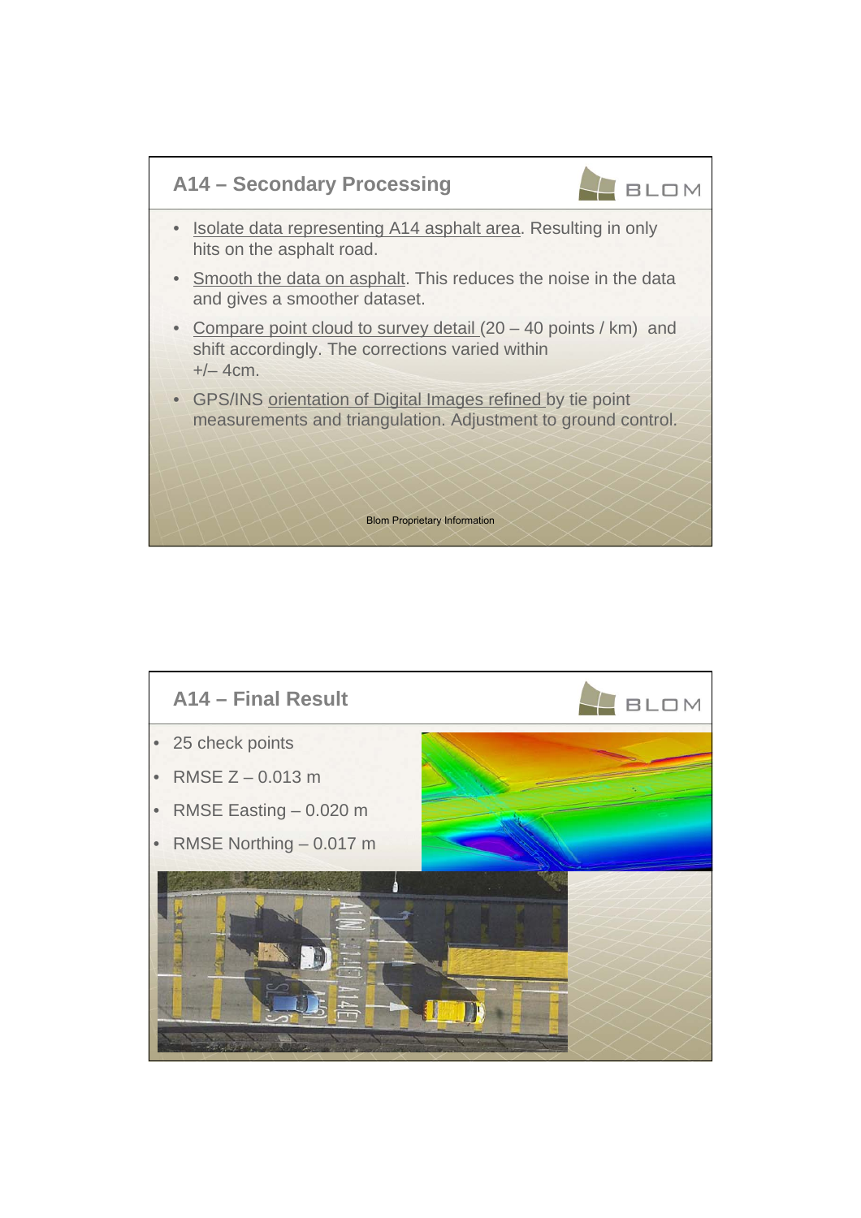## A14 – Secondary Processing

- Isolate data representing A14 asphalt area. Resulting in only hits on the asphalt road.
- Smooth the data on asphalt. This reduces the noise in the data and gives a smoother dataset.
- Compare point cloud to survey detail (20 – 40 points / km) and shift accordingly. The corrections varied within +/– 4cm.
- GPS/INS orientation of Digital Images refined by tie point measurements and triangulation. Adjustment to ground control.

Blom Proprietary Information

## A14 – Final Result

- 25 check points
- RMSE Z – 0.013 m
- RMSE Easting – 0.020 m
- RMSE Northing – 0.017 m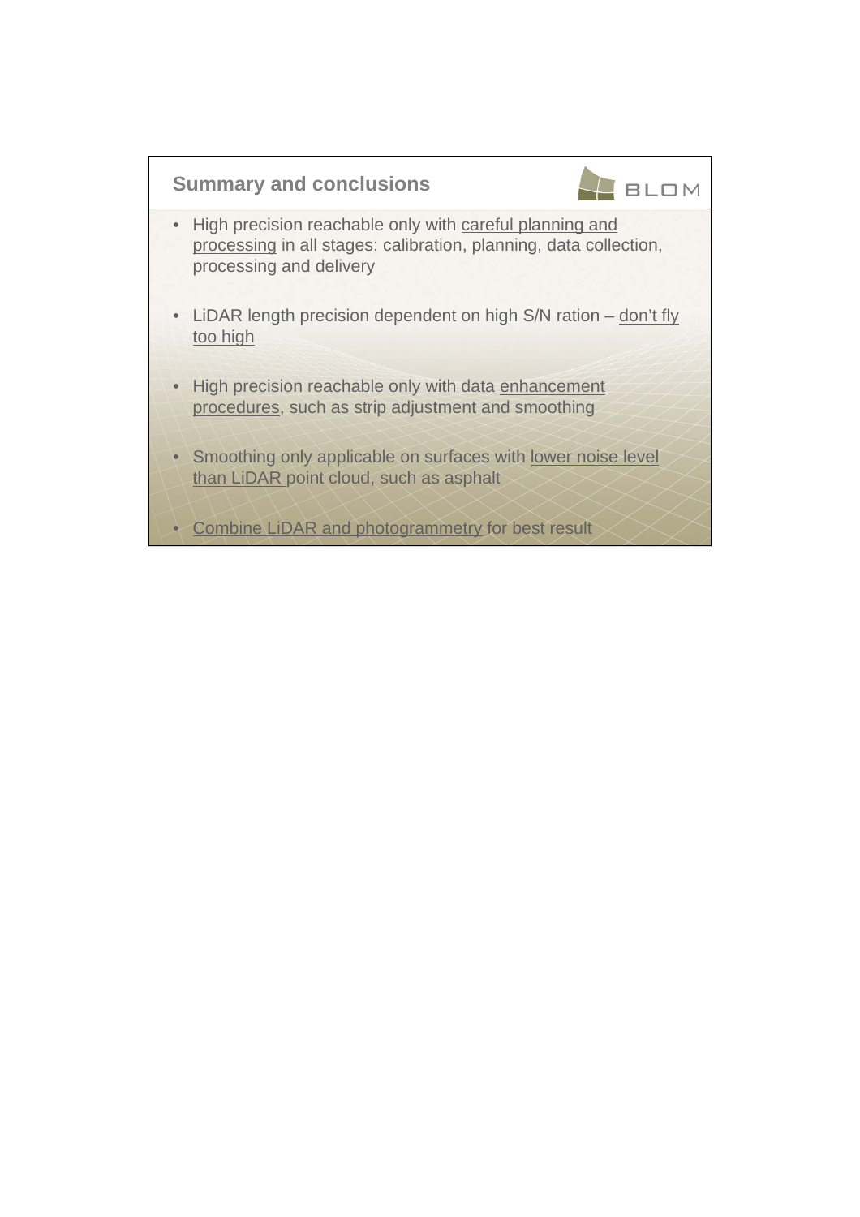## Summary and conclusions

BLOM

- High precision reachable only with careful planning and processing in all stages: calibration, planning, data collection, processing and delivery
- LiDAR length precision dependent on high S/N ration – don't fly too high
- High precision reachable only with data enhancement procedures, such as strip adjustment and smoothing
- Smoothing only applicable on surfaces with lower noise level than LiDAR point cloud, such as asphalt
- Combine LiDAR and photogrammetry for best result